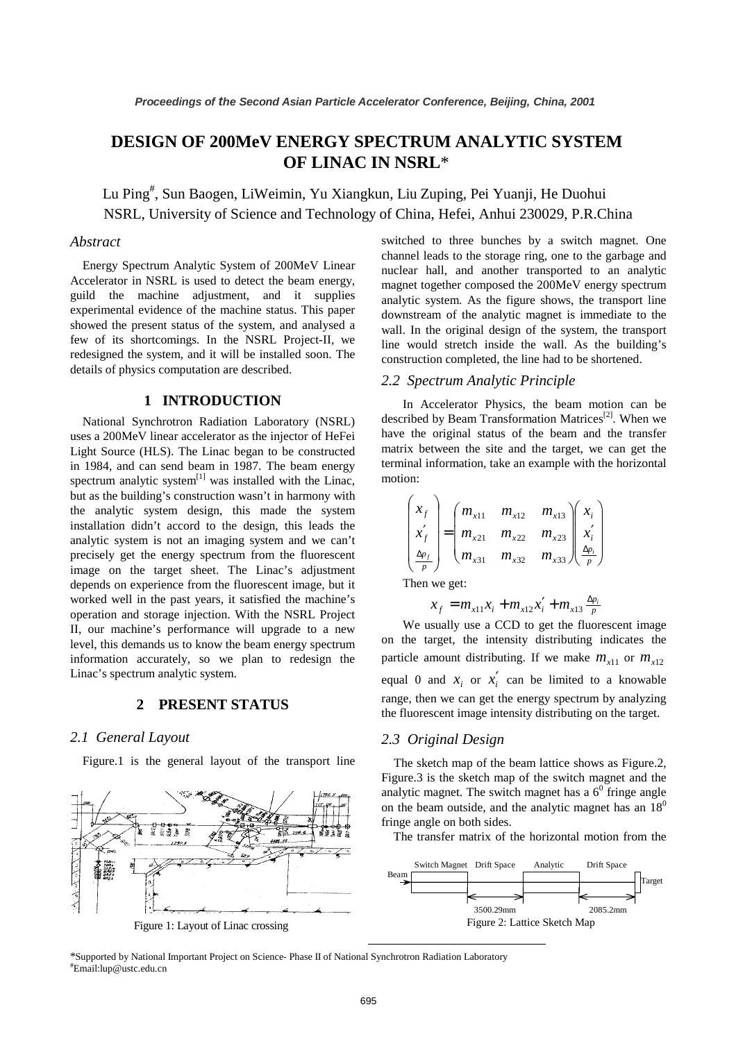# DESIGN OF 200MeV ENERGY SPECTRUM ANALYTIC SYSTEM OF LINAC IN NSRL*

Lu Ping#, Sun Baogen, LiWeimin, Yu Xiangkun, Liu Zuping, Pei Yuanji, He Duohui
NSRL, University of Science and Technology of China, Hefei, Anhui 230029, P.R.China

## *Abstract*

Energy Spectrum Analytic System of 200MeV Linear Accelerator in NSRL is used to detect the beam energy, guild the machine adjustment, and it supplies experimental evidence of the machine status. This paper showed the present status of the system, and analysed a few of its shortcomings. In the NSRL Project-II, we redesigned the system, and it will be installed soon. The details of physics computation are described.

## 1 INTRODUCTION

National Synchrotron Radiation Laboratory (NSRL) uses a 200MeV linear accelerator as the injector of HeFei Light Source (HLS). The Linac began to be constructed in 1984, and can send beam in 1987. The beam energy spectrum analytic system[1] was installed with the Linac, but as the building's construction wasn't in harmony with the analytic system design, this made the system installation didn't accord to the design, this leads the analytic system is not an imaging system and we can't precisely get the energy spectrum from the fluorescent image on the target sheet. The Linac's adjustment depends on experience from the fluorescent image, but it worked well in the past years, it satisfied the machine's operation and storage injection. With the NSRL Project II, our machine's performance will upgrade to a new level, this demands us to know the beam energy spectrum information accurately, so we plan to redesign the Linac's spectrum analytic system.

## 2 PRESENT STATUS

### *2.1 General Layout*

Figure.1 is the general layout of the transport line switched to three bunches by a switch magnet. One channel leads to the storage ring, one to the garbage and nuclear hall, and another transported to an analytic magnet together composed the 200MeV energy spectrum analytic system. As the figure shows, the transport line downstream of the analytic magnet is immediate to the wall. In the original design of the system, the transport line would stretch inside the wall. As the building's construction completed, the line had to be shortened.

Figure 1: Layout of Linac crossing

### *2.2 Spectrum Analytic Principle*

In Accelerator Physics, the beam motion can be described by Beam Transformation Matrices[2]. When we have the original status of the beam and the transfer matrix between the site and the target, we can get the terminal information, take an example with the horizontal motion:

$$
\begin{pmatrix} x_f \\ x_f' \\ \frac{\Delta p_f}{p} \end{pmatrix} = \begin{pmatrix} m_{x11} & m_{x12} & m_{x13} \\ m_{x21} & m_{x22} & m_{x23} \\ m_{x31} & m_{x32} & m_{x33} \end{pmatrix} \begin{pmatrix} x_i \\ x_i' \\ \frac{\Delta p_i}{p} \end{pmatrix}
$$

Then we get:

$$
x_f = m_{x11} x_i + m_{x12} x_i' + m_{x13} \frac{\Delta p_i}{p}
$$

We usually use a CCD to get the fluorescent image on the target, the intensity distributing indicates the particle amount distributing. If we make $m_{x11}$ or $m_{x12}$ equal 0 and $x_i$ or $x_i'$ can be limited to a knowable range, then we can get the energy spectrum by analyzing the fluorescent image intensity distributing on the target.

### *2.3 Original Design*

The sketch map of the beam lattice shows as Figure.2, Figure.3 is the sketch map of the switch magnet and the analytic magnet. The switch magnet has a $6^0$ fringe angle on the beam outside, and the analytic magnet has an $18^0$ fringe angle on both sides.

The transfer matrix of the horizontal motion from the

Beam | Switch Magnet | Drift Space 3500.29mm | Analytic | Drift Space 2085.2mm | Target

Figure 2: Lattice Sketch Map

*Supported by National Important Project on Science- Phase II of National Synchrotron Radiation Laboratory
#Email:lup@ustc.edu.cn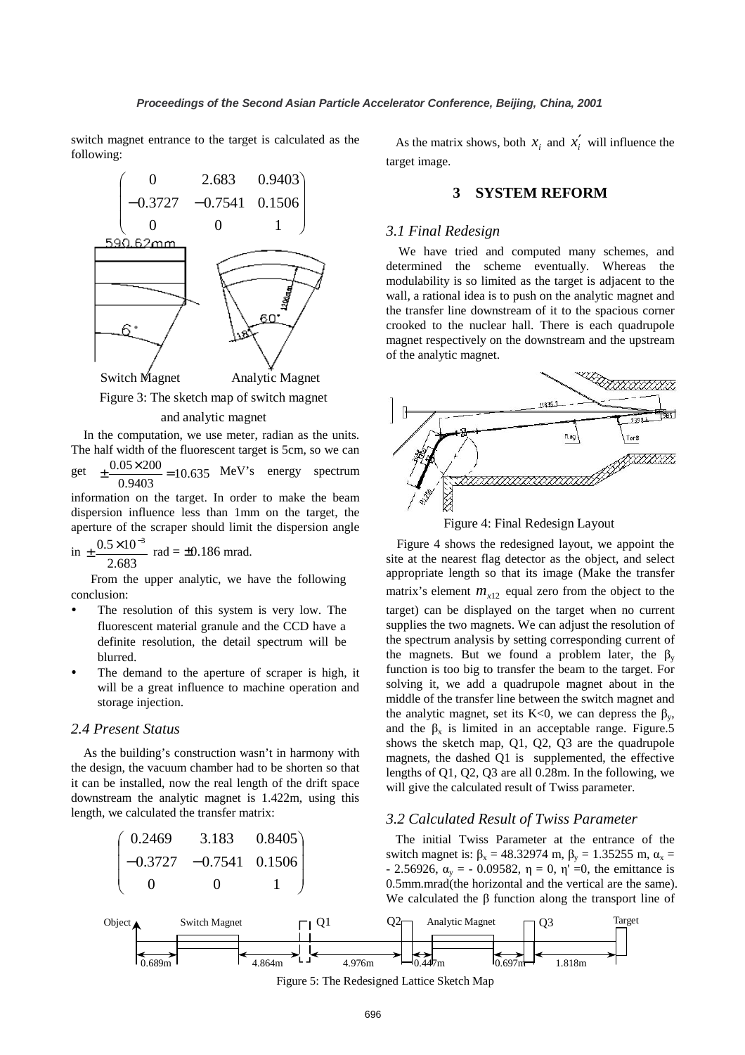switch magnet entrance to the target is calculated as the following:

$$\begin{pmatrix} 0 & 2.683 & 0.9403 \\ -0.3727 & -0.7541 & 0.1506 \\ 0 & 0 & 1 \end{pmatrix}$$

Switch Magnet Analytic Magnet

Figure 3: The sketch map of switch magnet and analytic magnet

In the computation, we use meter, radian as the units. The half width of the fluorescent target is 5cm, so we can get $\pm\frac{0.05\times 200}{0.9403} = 10.635$ MeV's energy spectrum information on the target. In order to make the beam dispersion influence less than 1mm on the target, the aperture of the scraper should limit the dispersion angle in $\pm\frac{0.5\times 10^{-3}}{2.683}$ rad = ±0.186 mrad.

From the upper analytic, we have the following conclusion:

- The resolution of this system is very low. The fluorescent material granule and the CCD have a definite resolution, the detail spectrum will be blurred.
- The demand to the aperture of scraper is high, it will be a great influence to machine operation and storage injection.

### 2.4 Present Status

As the building's construction wasn't in harmony with the design, the vacuum chamber had to be shorten so that it can be installed, now the real length of the drift space downstream the analytic magnet is 1.422m, using this length, we calculated the transfer matrix:

$$\begin{pmatrix} 0.2469 & 3.183 & 0.8405 \\ -0.3727 & -0.7541 & 0.1506 \\ 0 & 0 & 1 \end{pmatrix}$$

As the matrix shows, both $x_i$ and $x_i'$ will influence the target image.

## 3 SYSTEM REFORM

### 3.1 Final Redesign

We have tried and computed many schemes, and determined the scheme eventually. Whereas the modulability is so limited as the target is adjacent to the wall, a rational idea is to push on the analytic magnet and the transfer line downstream of it to the spacious corner crooked to the nuclear hall. There is each quadrupole magnet respectively on the downstream and the upstream of the analytic magnet.

Figure 4: Final Redesign Layout

Figure 4 shows the redesigned layout, we appoint the site at the nearest flag detector as the object, and select appropriate length so that its image (Make the transfer matrix's element $m_{x12}$ equal zero from the object to the target) can be displayed on the target when no current supplies the two magnets. We can adjust the resolution of the spectrum analysis by setting corresponding current of the magnets. But we found a problem later, the $\beta_y$ function is too big to transfer the beam to the target. For solving it, we add a quadrupole magnet about in the middle of the transfer line between the switch magnet and the analytic magnet, set its K<0, we can depress the $\beta_y$, and the $\beta_x$ is limited in an acceptable range. Figure.5 shows the sketch map, Q1, Q2, Q3 are the quadrupole magnets, the dashed Q1 is supplemented, the effective lengths of Q1, Q2, Q3 are all 0.28m. In the following, we will give the calculated result of Twiss parameter.

### 3.2 Calculated Result of Twiss Parameter

The initial Twiss Parameter at the entrance of the switch magnet is: $\beta_x$ = 48.32974 m, $\beta_y$ = 1.35255 m, $\alpha_x$ = - 2.56926, $\alpha_y$ = - 0.09582, $\eta$ = 0, $\eta'$ =0, the emittance is 0.5mm.mrad(the horizontal and the vertical are the same). We calculated the $\beta$ function along the transport line of

Figure 5: The Redesigned Lattice Sketch Map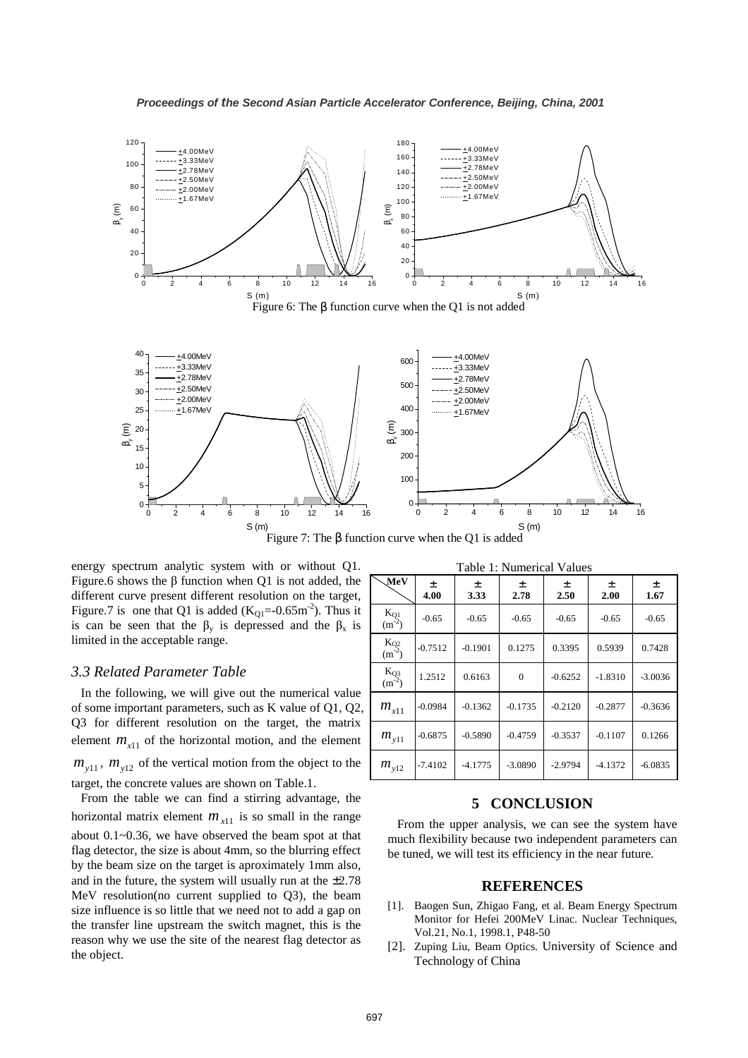Figure 6 plots:

Left plot: βy (m) vs S (m); y-axis 0, 20, 40, 60, 80, 100, 120; x-axis 0, 2, 4, 6, 8, 10, 12, 14, 16

Right plot: βx (m) vs S (m); y-axis 0, 20, 40, 60, 80, 100, 120, 140, 160, 180; x-axis 0, 2, 4, 6, 8, 10, 12, 14, 16

Legend (both plots): +4.00MeV, +3.33MeV, +2.78MeV, +2.50MeV, +2.00MeV, +1.67MeV

Figure 6: The β function curve when the Q1 is not added

Figure 7 plots:

Left plot: βy (m) vs S (m); y-axis 0, 5, 10, 15, 20, 25, 30, 35, 40; x-axis 0, 2, 4, 6, 8, 10, 12, 14, 16

Right plot: βx (m) vs S (m); y-axis 0, 100, 200, 300, 400, 500, 600; x-axis 0, 2, 4, 6, 8, 10, 12, 14, 16

Legend (both plots): +4.00MeV, +3.33MeV, +2.78MeV, +2.50MeV, +2.00MeV, +1.67MeV

Figure 7: The β function curve when the Q1 is added

energy spectrum analytic system with or without Q1. Figure.6 shows the β function when Q1 is not added, the different curve present different resolution on the target, Figure.7 is one that Q1 is added ($K_{Q1}$=-0.65$m^{-2}$). Thus it is can be seen that the $\beta_y$ is depressed and the $\beta_x$ is limited in the acceptable range.

### 3.3 Related Parameter Table

In the following, we will give out the numerical value of some important parameters, such as K value of Q1, Q2, Q3 for different resolution on the target, the matrix element $m_{x11}$ of the horizontal motion, and the element $m_{y11}$, $m_{y12}$ of the vertical motion from the object to the target, the concrete values are shown on Table.1.

From the table we can find a stirring advantage, the horizontal matrix element $m_{x11}$ is so small in the range about 0.1~0.36, we have observed the beam spot at that flag detector, the size is about 4mm, so the blurring effect by the beam size on the target is aproximately 1mm also, and in the future, the system will usually run at the ±2.78 MeV resolution(no current supplied to Q3), the beam size influence is so little that we need not to add a gap on the transfer line upstream the switch magnet, this is the reason why we use the site of the nearest flag detector as the object.

Table 1: Numerical Values

| MeV | ±4.00 | ±3.33 | ±2.78 | ±2.50 | ±2.00 | ±1.67 |
|---|---|---|---|---|---|---|
| $K_{Q1}$ ($m^{-2}$) | -0.65 | -0.65 | -0.65 | -0.65 | -0.65 | -0.65 |
| $K_{Q2}$ ($m^{-2}$) | -0.7512 | -0.1901 | 0.1275 | 0.3395 | 0.5939 | 0.7428 |
| $K_{Q3}$ ($m^{-2}$) | 1.2512 | 0.6163 | 0 | -0.6252 | -1.8310 | -3.0036 |
| $m_{x11}$ | -0.0984 | -0.1362 | -0.1735 | -0.2120 | -0.2877 | -0.3636 |
| $m_{y11}$ | -0.6875 | -0.5890 | -0.4759 | -0.3537 | -0.1107 | 0.1266 |
| $m_{y12}$ | -7.4102 | -4.1775 | -3.0890 | -2.9794 | -4.1372 | -6.0835 |

## 5 CONCLUSION

From the upper analysis, we can see the system have much flexibility because two independent parameters can be tuned, we will test its efficiency in the near future.

## REFERENCES

[1]. Baogen Sun, Zhigao Fang, et al. Beam Energy Spectrum Monitor for Hefei 200MeV Linac. Nuclear Techniques, Vol.21, No.1, 1998.1, P48-50

[2]. Zuping Liu, Beam Optics. University of Science and Technology of China